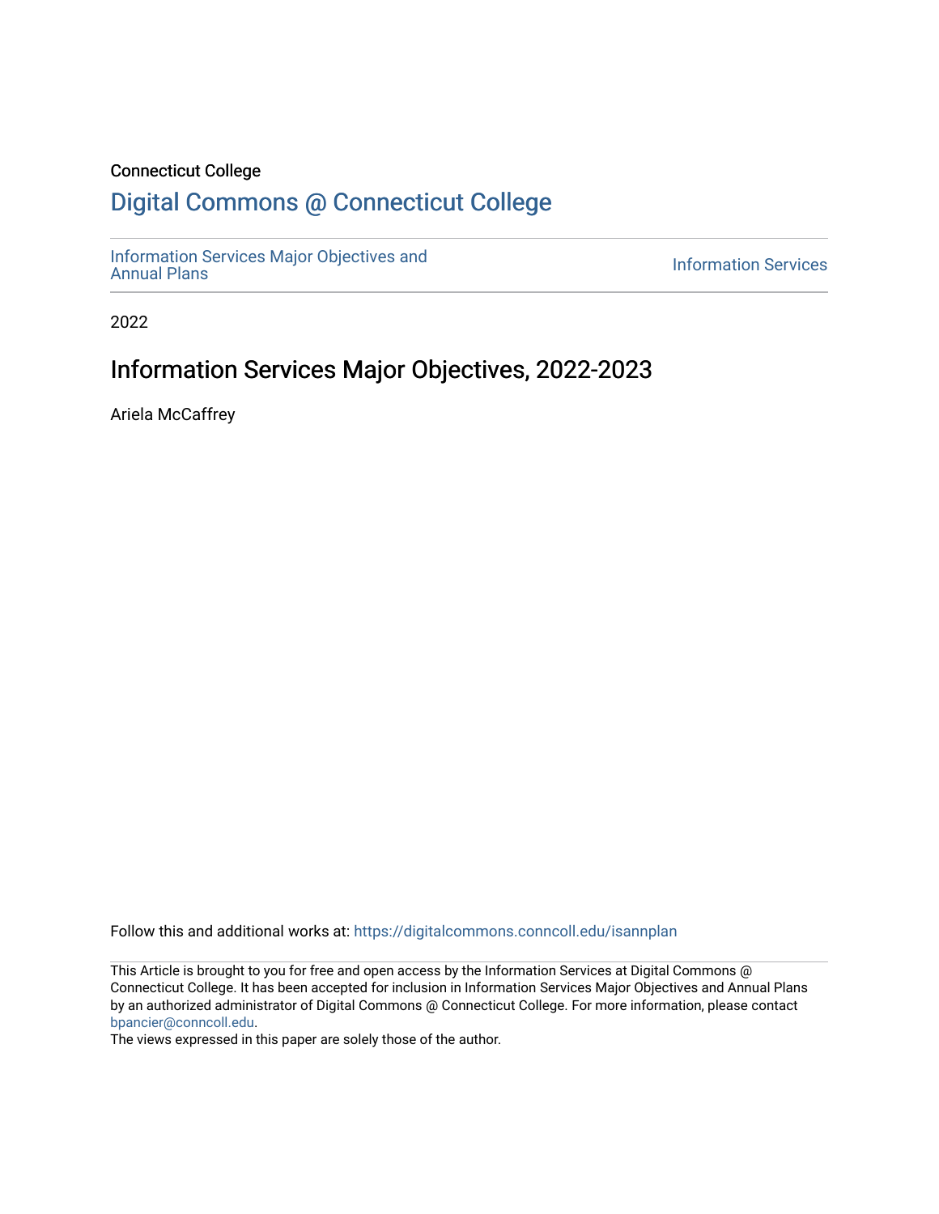Connecticut College

# Digital Commons @ Connecticut College

Information Services Major Objectives and Annual Plans

Information Services

2022

## Information Services Major Objectives, 2022-2023

Ariela McCaffrey

Follow this and additional works at: https://digitalcommons.conncoll.edu/isannplan

This Article is brought to you for free and open access by the Information Services at Digital Commons @ Connecticut College. It has been accepted for inclusion in Information Services Major Objectives and Annual Plans by an authorized administrator of Digital Commons @ Connecticut College. For more information, please contact bpancier@conncoll.edu.

The views expressed in this paper are solely those of the author.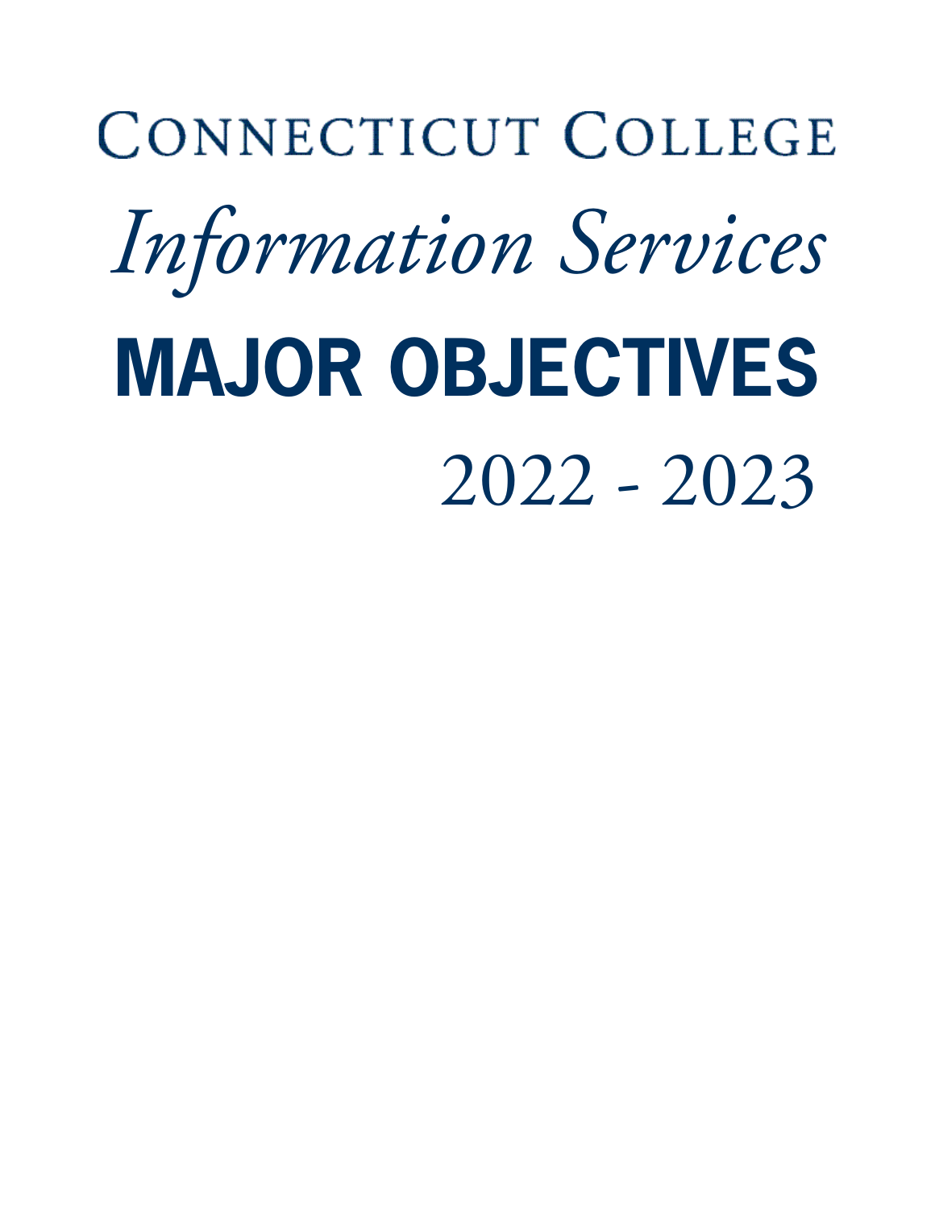# CONNECTICUT COLLEGE

## *Information Services*

# MAJOR OBJECTIVES

## 2022 - 2023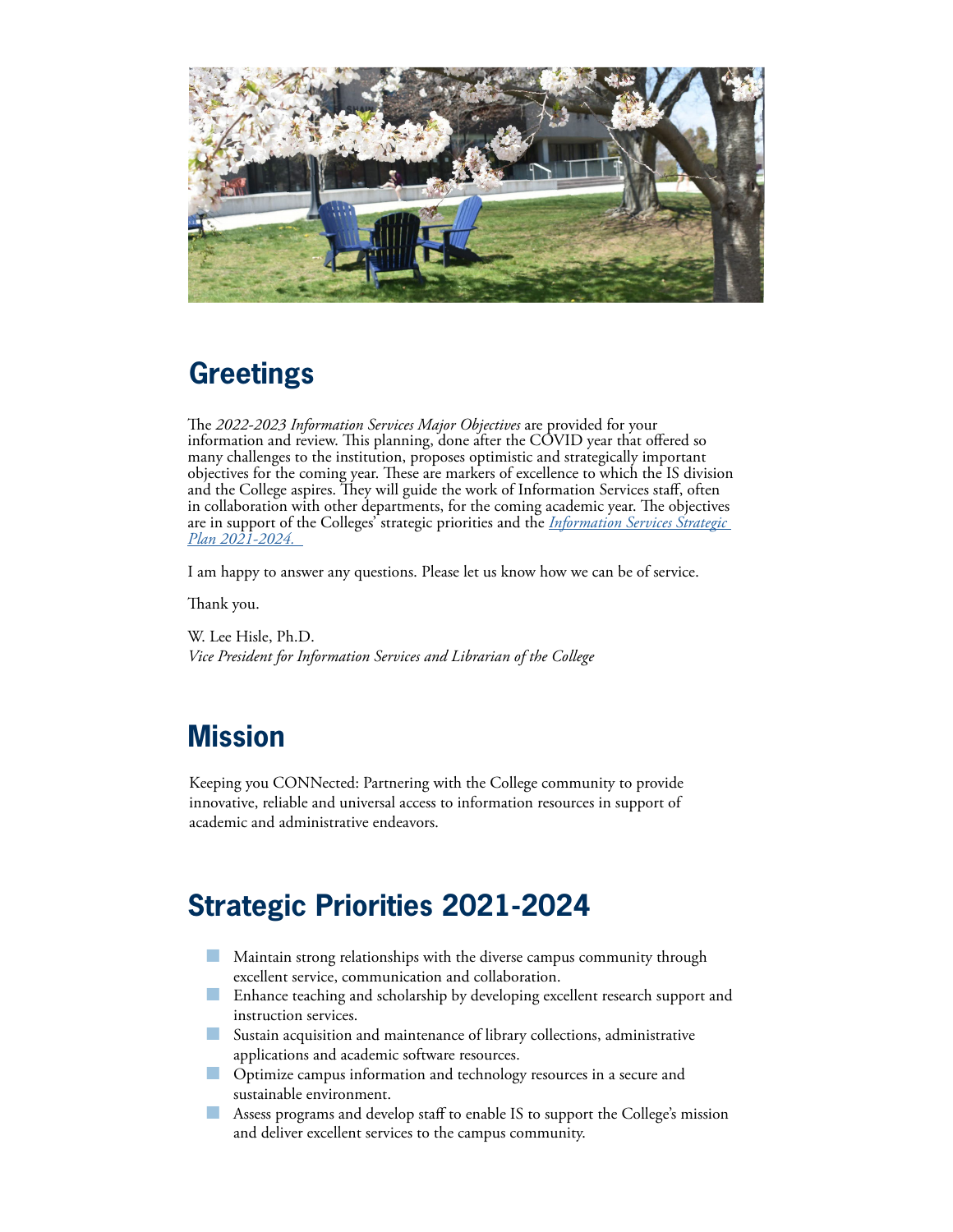## Greetings

The *2022-2023 Information Services Major Objectives* are provided for your information and review. This planning, done after the COVID year that offered so many challenges to the institution, proposes optimistic and strategically important objectives for the coming year. These are markers of excellence to which the IS division and the College aspires. They will guide the work of Information Services staff, often in collaboration with other departments, for the coming academic year. The objectives are in support of the Colleges' strategic priorities and the *Information Services Strategic Plan 2021-2024.*

I am happy to answer any questions. Please let us know how we can be of service.

Thank you.

W. Lee Hisle, Ph.D.
*Vice President for Information Services and Librarian of the College*

## Mission

Keeping you CONNected: Partnering with the College community to provide innovative, reliable and universal access to information resources in support of academic and administrative endeavors.

## Strategic Priorities 2021-2024

- Maintain strong relationships with the diverse campus community through excellent service, communication and collaboration.
- Enhance teaching and scholarship by developing excellent research support and instruction services.
- Sustain acquisition and maintenance of library collections, administrative applications and academic software resources.
- Optimize campus information and technology resources in a secure and sustainable environment.
- Assess programs and develop staff to enable IS to support the College's mission and deliver excellent services to the campus community.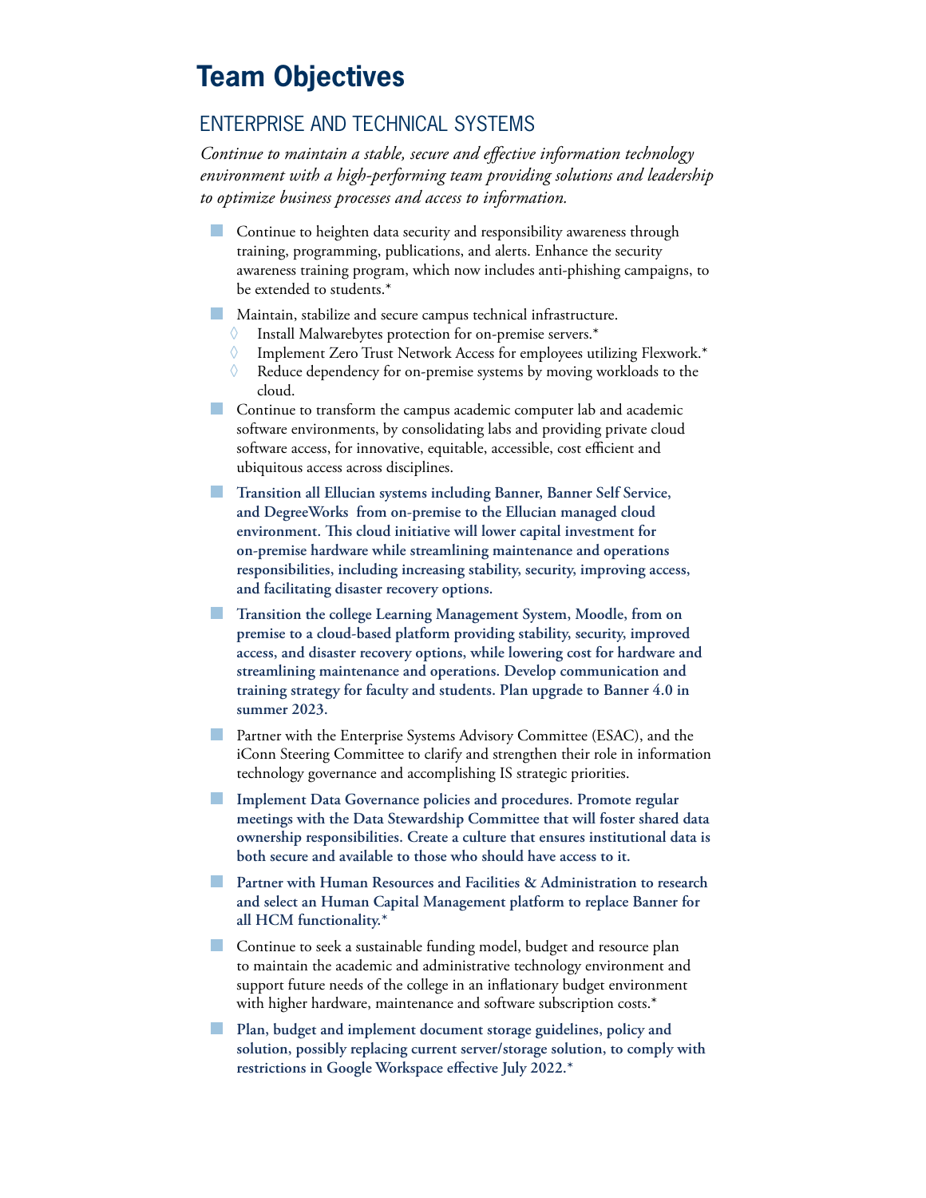# Team Objectives

## ENTERPRISE AND TECHNICAL SYSTEMS

*Continue to maintain a stable, secure and effective information technology environment with a high-performing team providing solutions and leadership to optimize business processes and access to information.*

- Continue to heighten data security and responsibility awareness through training, programming, publications, and alerts. Enhance the security awareness training program, which now includes anti-phishing campaigns, to be extended to students.*
- Maintain, stabilize and secure campus technical infrastructure.
  - Install Malwarebytes protection for on-premise servers.*
  - Implement Zero Trust Network Access for employees utilizing Flexwork.*
  - Reduce dependency for on-premise systems by moving workloads to the cloud.
- Continue to transform the campus academic computer lab and academic software environments, by consolidating labs and providing private cloud software access, for innovative, equitable, accessible, cost efficient and ubiquitous access across disciplines.
- **Transition all Ellucian systems including Banner, Banner Self Service, and DegreeWorks from on-premise to the Ellucian managed cloud environment. This cloud initiative will lower capital investment for on-premise hardware while streamlining maintenance and operations responsibilities, including increasing stability, security, improving access, and facilitating disaster recovery options.**
- **Transition the college Learning Management System, Moodle, from on premise to a cloud-based platform providing stability, security, improved access, and disaster recovery options, while lowering cost for hardware and streamlining maintenance and operations. Develop communication and training strategy for faculty and students. Plan upgrade to Banner 4.0 in summer 2023.**
- Partner with the Enterprise Systems Advisory Committee (ESAC), and the iConn Steering Committee to clarify and strengthen their role in information technology governance and accomplishing IS strategic priorities.
- **Implement Data Governance policies and procedures. Promote regular meetings with the Data Stewardship Committee that will foster shared data ownership responsibilities. Create a culture that ensures institutional data is both secure and available to those who should have access to it.**
- **Partner with Human Resources and Facilities & Administration to research and select an Human Capital Management platform to replace Banner for all HCM functionality.***
- Continue to seek a sustainable funding model, budget and resource plan to maintain the academic and administrative technology environment and support future needs of the college in an inflationary budget environment with higher hardware, maintenance and software subscription costs.*
- **Plan, budget and implement document storage guidelines, policy and solution, possibly replacing current server/storage solution, to comply with restrictions in Google Workspace effective July 2022.***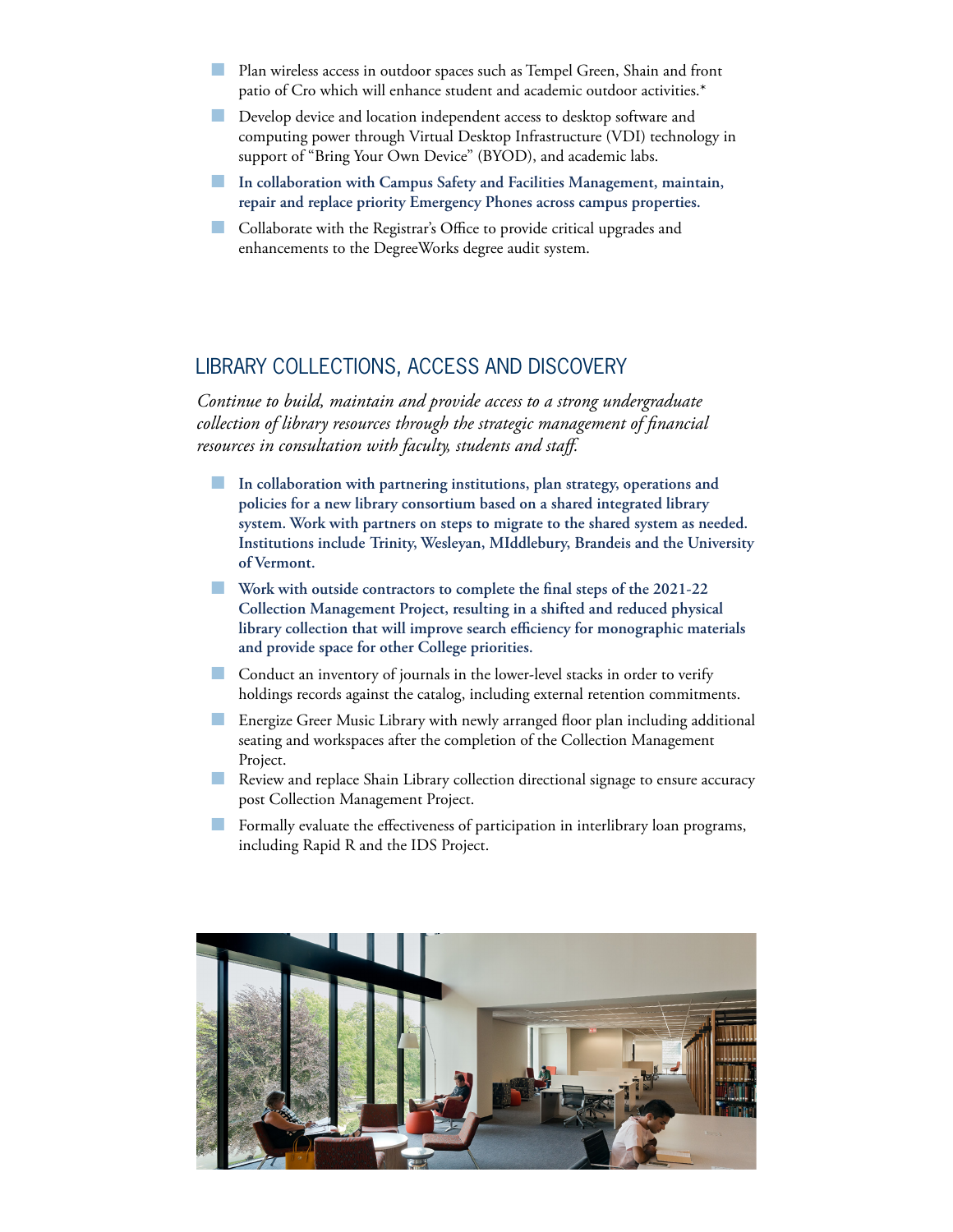- Plan wireless access in outdoor spaces such as Tempel Green, Shain and front patio of Cro which will enhance student and academic outdoor activities.*
- Develop device and location independent access to desktop software and computing power through Virtual Desktop Infrastructure (VDI) technology in support of "Bring Your Own Device" (BYOD), and academic labs.
- **In collaboration with Campus Safety and Facilities Management, maintain, repair and replace priority Emergency Phones across campus properties.**
- Collaborate with the Registrar's Office to provide critical upgrades and enhancements to the DegreeWorks degree audit system.

## LIBRARY COLLECTIONS, ACCESS AND DISCOVERY

*Continue to build, maintain and provide access to a strong undergraduate collection of library resources through the strategic management of financial resources in consultation with faculty, students and staff.*

- **In collaboration with partnering institutions, plan strategy, operations and policies for a new library consortium based on a shared integrated library system. Work with partners on steps to migrate to the shared system as needed. Institutions include Trinity, Wesleyan, MIddlebury, Brandeis and the University of Vermont.**
- **Work with outside contractors to complete the final steps of the 2021-22 Collection Management Project, resulting in a shifted and reduced physical library collection that will improve search efficiency for monographic materials and provide space for other College priorities.**
- Conduct an inventory of journals in the lower-level stacks in order to verify holdings records against the catalog, including external retention commitments.
- Energize Greer Music Library with newly arranged floor plan including additional seating and workspaces after the completion of the Collection Management Project.
- Review and replace Shain Library collection directional signage to ensure accuracy post Collection Management Project.
- Formally evaluate the effectiveness of participation in interlibrary loan programs, including Rapid R and the IDS Project.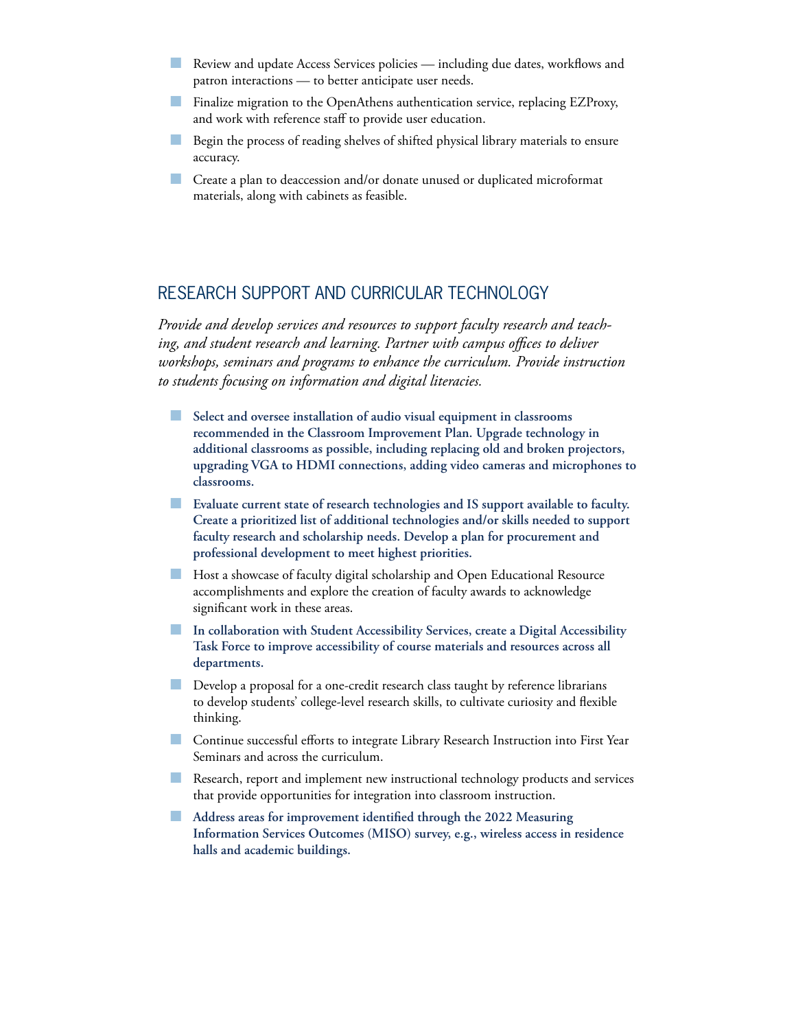- Review and update Access Services policies — including due dates, workflows and patron interactions — to better anticipate user needs.
- Finalize migration to the OpenAthens authentication service, replacing EZProxy, and work with reference staff to provide user education.
- Begin the process of reading shelves of shifted physical library materials to ensure accuracy.
- Create a plan to deaccession and/or donate unused or duplicated microformat materials, along with cabinets as feasible.

## RESEARCH SUPPORT AND CURRICULAR TECHNOLOGY

*Provide and develop services and resources to support faculty research and teaching, and student research and learning. Partner with campus offices to deliver workshops, seminars and programs to enhance the curriculum. Provide instruction to students focusing on information and digital literacies.*

- **Select and oversee installation of audio visual equipment in classrooms recommended in the Classroom Improvement Plan. Upgrade technology in additional classrooms as possible, including replacing old and broken projectors, upgrading VGA to HDMI connections, adding video cameras and microphones to classrooms.**
- **Evaluate current state of research technologies and IS support available to faculty. Create a prioritized list of additional technologies and/or skills needed to support faculty research and scholarship needs. Develop a plan for procurement and professional development to meet highest priorities.**
- Host a showcase of faculty digital scholarship and Open Educational Resource accomplishments and explore the creation of faculty awards to acknowledge significant work in these areas.
- **In collaboration with Student Accessibility Services, create a Digital Accessibility Task Force to improve accessibility of course materials and resources across all departments.**
- Develop a proposal for a one-credit research class taught by reference librarians to develop students' college-level research skills, to cultivate curiosity and flexible thinking.
- Continue successful efforts to integrate Library Research Instruction into First Year Seminars and across the curriculum.
- Research, report and implement new instructional technology products and services that provide opportunities for integration into classroom instruction.
- **Address areas for improvement identified through the 2022 Measuring Information Services Outcomes (MISO) survey, e.g., wireless access in residence halls and academic buildings.**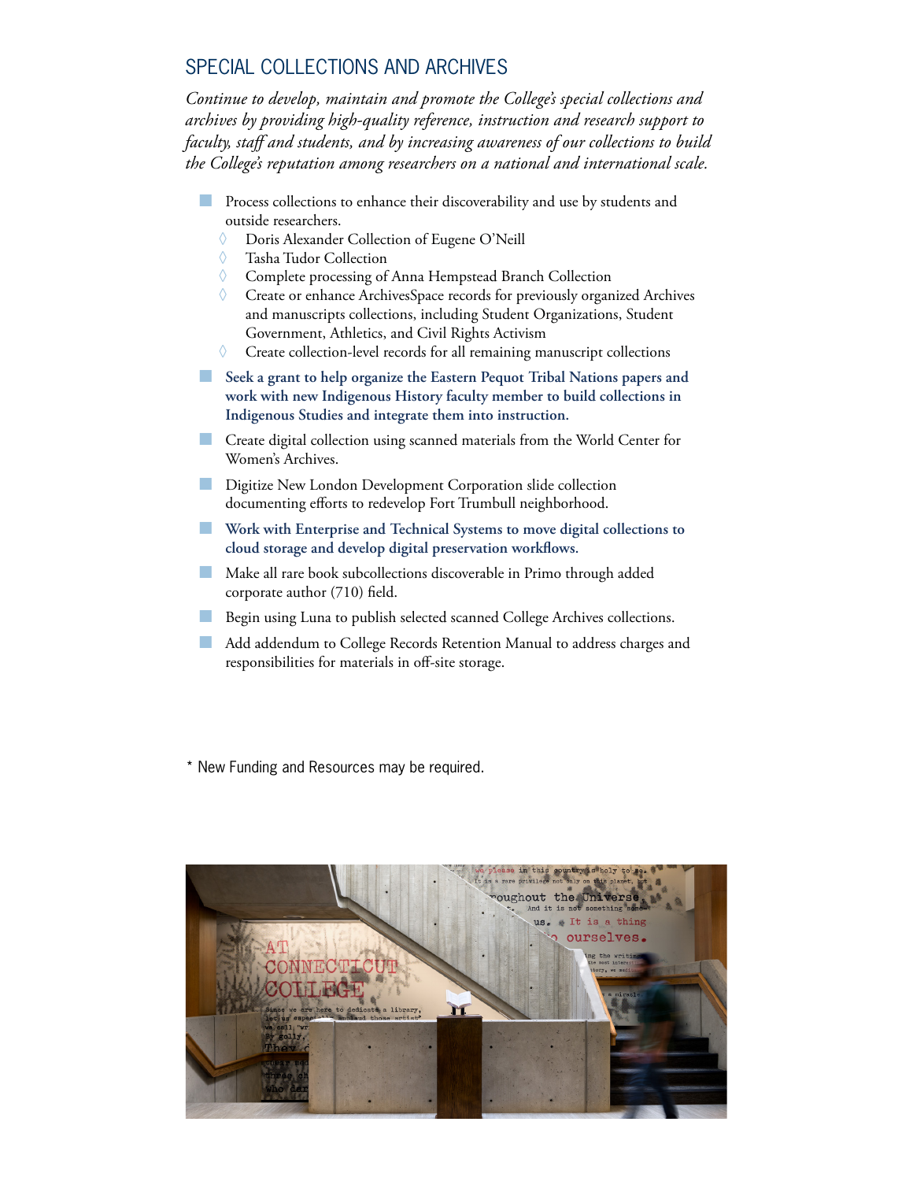## SPECIAL COLLECTIONS AND ARCHIVES

*Continue to develop, maintain and promote the College's special collections and archives by providing high-quality reference, instruction and research support to faculty, staff and students, and by increasing awareness of our collections to build the College's reputation among researchers on a national and international scale.*

- Process collections to enhance their discoverability and use by students and outside researchers.
  - Doris Alexander Collection of Eugene O'Neill
  - Tasha Tudor Collection
  - Complete processing of Anna Hempstead Branch Collection
  - Create or enhance ArchivesSpace records for previously organized Archives and manuscripts collections, including Student Organizations, Student Government, Athletics, and Civil Rights Activism
  - Create collection-level records for all remaining manuscript collections
- **Seek a grant to help organize the Eastern Pequot Tribal Nations papers and work with new Indigenous History faculty member to build collections in Indigenous Studies and integrate them into instruction.**
- Create digital collection using scanned materials from the World Center for Women's Archives.
- Digitize New London Development Corporation slide collection documenting efforts to redevelop Fort Trumbull neighborhood.
- **Work with Enterprise and Technical Systems to move digital collections to cloud storage and develop digital preservation workflows.**
- Make all rare book subcollections discoverable in Primo through added corporate author (710) field.
- Begin using Luna to publish selected scanned College Archives collections.
- Add addendum to College Records Retention Manual to address charges and responsibilities for materials in off-site storage.

\* New Funding and Resources may be required.